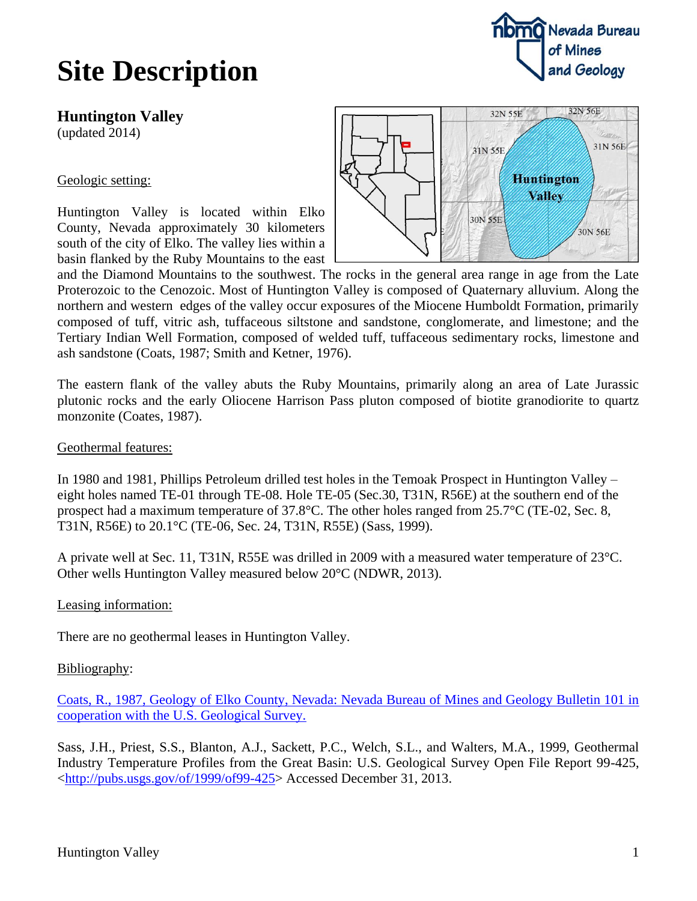# Site Description

## Huntington Valley

(updated 2014)

Geologic setting:

Huntington Valley is located within Elko County, Nevada approximately 30 kilometers south of the city of Elko. The valley lies within a basin flanked by the Ruby Mountains to the east and the Diamond Mountains to the southwest. The rocks in the general area range in age from the Late Proterozoic to the Cenozoic. Most of Huntington Valley is composed of Quaternary alluvium. Along the northern and western edges of the valley occur exposures of the Miocene Humboldt Formation, primarily composed of tuff, vitric ash, tuffaceous siltstone and sandstone, conglomerate, and limestone; and the Tertiary Indian Well Formation, composed of welded tuff, tuffaceous sedimentary rocks, limestone and ash sandstone (Coats, 1987; Smith and Ketner, 1976).

The eastern flank of the valley abuts the Ruby Mountains, primarily along an area of Late Jurassic plutonic rocks and the early Oliocene Harrison Pass pluton composed of biotite granodiorite to quartz monzonite (Coates, 1987).

Geothermal features:

In 1980 and 1981, Phillips Petroleum drilled test holes in the Temoak Prospect in Huntington Valley – eight holes named TE-01 through TE-08. Hole TE-05 (Sec.30, T31N, R56E) at the southern end of the prospect had a maximum temperature of 37.8°C. The other holes ranged from 25.7°C (TE-02, Sec. 8, T31N, R56E) to 20.1°C (TE-06, Sec. 24, T31N, R55E) (Sass, 1999).

A private well at Sec. 11, T31N, R55E was drilled in 2009 with a measured water temperature of 23°C. Other wells Huntington Valley measured below 20°C (NDWR, 2013).

Leasing information:

There are no geothermal leases in Huntington Valley.

Bibliography:

Coats, R., 1987, Geology of Elko County, Nevada: Nevada Bureau of Mines and Geology Bulletin 101 in cooperation with the U.S. Geological Survey.

Sass, J.H., Priest, S.S., Blanton, A.J., Sackett, P.C., Welch, S.L., and Walters, M.A., 1999, Geothermal Industry Temperature Profiles from the Great Basin: U.S. Geological Survey Open File Report 99-425, <http://pubs.usgs.gov/of/1999/of99-425> Accessed December 31, 2013.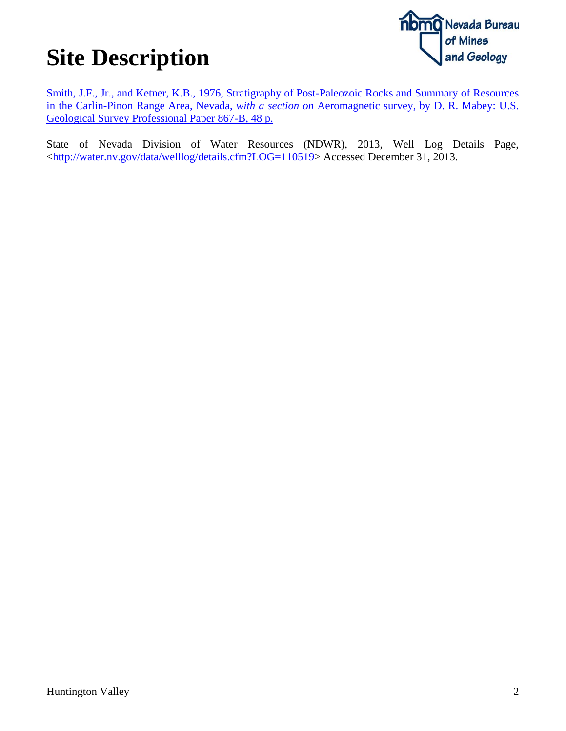# Site Description

Smith, J.F., Jr., and Ketner, K.B., 1976, Stratigraphy of Post-Paleozoic Rocks and Summary of Resources in the Carlin-Pinon Range Area, Nevada, *with a section on* Aeromagnetic survey, by D. R. Mabey: U.S. Geological Survey Professional Paper 867-B, 48 p.

State of Nevada Division of Water Resources (NDWR), 2013, Well Log Details Page, <http://water.nv.gov/data/welllog/details.cfm?LOG=110519> Accessed December 31, 2013.